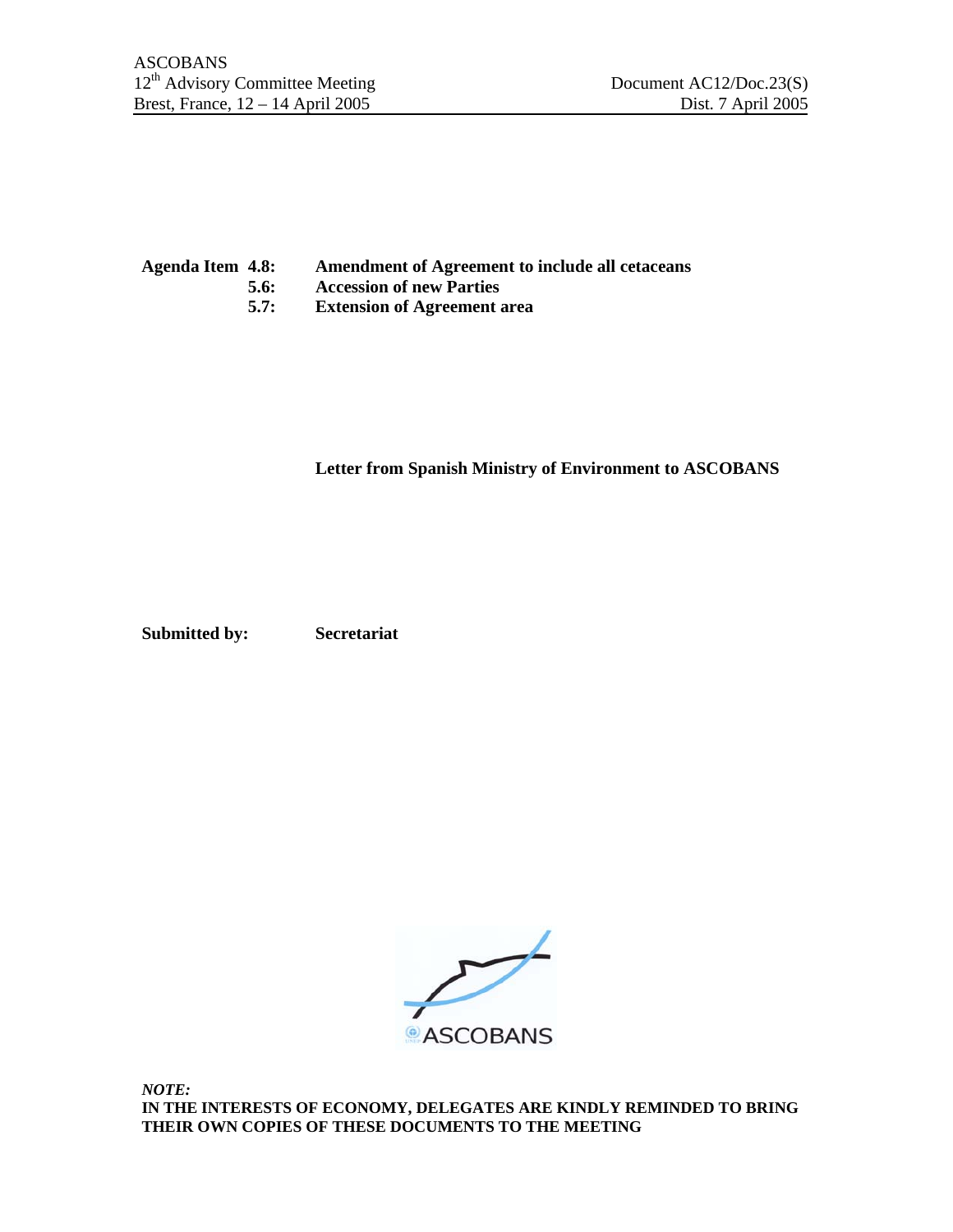ASCOBANS
12th Advisory Committee Meeting
Brest, France, 12 – 14 April 2005

Document AC12/Doc.23(S)
Dist. 7 April 2005

| | | |
|---|---|---|
| **Agenda Item** | **4.8:** | **Amendment of Agreement to include all cetaceans** |
| | **5.6:** | **Accession of new Parties** |
| | **5.7:** | **Extension of Agreement area** |

**Letter from Spanish Ministry of Environment to ASCOBANS**

**Submitted by:** **Secretariat**

ASCOBANS

***NOTE:***
**IN THE INTERESTS OF ECONOMY, DELEGATES ARE KINDLY REMINDED TO BRING THEIR OWN COPIES OF THESE DOCUMENTS TO THE MEETING**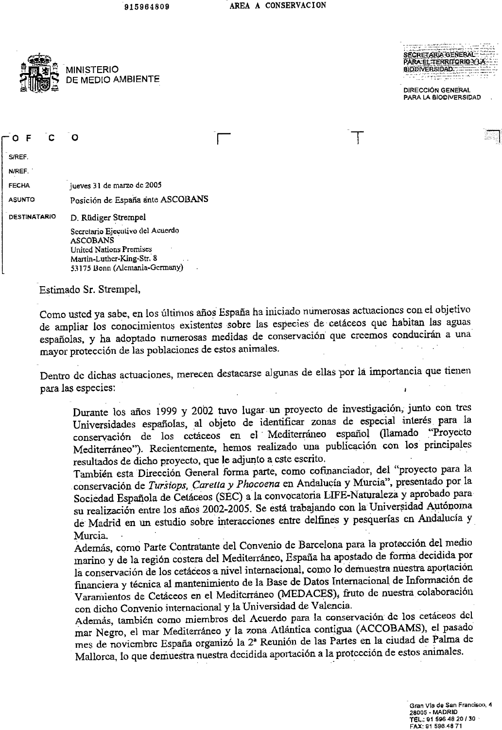MINISTERIO DE MEDIO AMBIENTE

SECRETARÍA GENERAL PARA EL TERRITORIO Y LA BIODIVERSIDAD

DIRECCIÓN GENERAL PARA LA BIODIVERSIDAD

**OFICIO**

S/REF.

N/REF.

FECHA: jueves 31 de marzo de 2005

ASUNTO: Posición de España ante ASCOBANS

DESTINATARIO: D. Rüdiger Strempel
Secretario Ejecutivo del Acuerdo ASCOBANS
United Nations Premises
Martin-Luther-King-Str. 8
53175 Bonn (Alemania-Germany)

Estimado Sr. Strempel,

Como usted ya sabe, en los últimos años España ha iniciado numerosas actuaciones con el objetivo de ampliar los conocimientos existentes sobre las especies de cetáceos que habitan las aguas españolas, y ha adoptado numerosas medidas de conservación que creemos conducirán a una mayor protección de las poblaciones de estos animales.

Dentro de dichas actuaciones, merecen destacarse algunas de ellas por la importancia que tienen para las especies:

Durante los años 1999 y 2002 tuvo lugar un proyecto de investigación, junto con tres Universidades españolas, al objeto de identificar zonas de especial interés para la conservación de los cetáceos en el Mediterráneo español (llamado "Proyecto Mediterráneo"). Recientemente, hemos realizado una publicación con los principales resultados de dicho proyecto, que le adjunto a este escrito.
También esta Dirección General forma parte, como cofinanciador, del "proyecto para la conservación de *Tursiops, Caretta y Phocoena* en Andalucía y Murcia", presentado por la Sociedad Española de Cetáceos (SEC) a la convocatoria LIFE-Naturaleza y aprobado para su realización entre los años 2002-2005. Se está trabajando con la Universidad Autónoma de Madrid en un estudio sobre interacciones entre delfines y pesquerías en Andalucía y Murcia.
Además, como Parte Contratante del Convenio de Barcelona para la protección del medio marino y de la región costera del Mediterráneo, España ha apostado de forma decidida por la conservación de los cetáceos a nivel internacional, como lo demuestra nuestra aportación financiera y técnica al mantenimiento de la Base de Datos Internacional de Información de Varamientos de Cetáceos en el Mediterráneo (MEDACES), fruto de nuestra colaboración con dicho Convenio internacional y la Universidad de Valencia.
Además, también como miembros del Acuerdo para la conservación de los cetáceos del mar Negro, el mar Mediterráneo y la zona Atlántica contigua (ACCOBAMS), el pasado mes de noviembre España organizó la 2ª Reunión de las Partes en la ciudad de Palma de Mallorca, lo que demuestra nuestra decidida aportación a la protección de estos animales.

Gran Vía de San Francisco, 4
28005 - MADRID
TEL.: 91 596 48 20 / 30
FAX: 91 596 48 71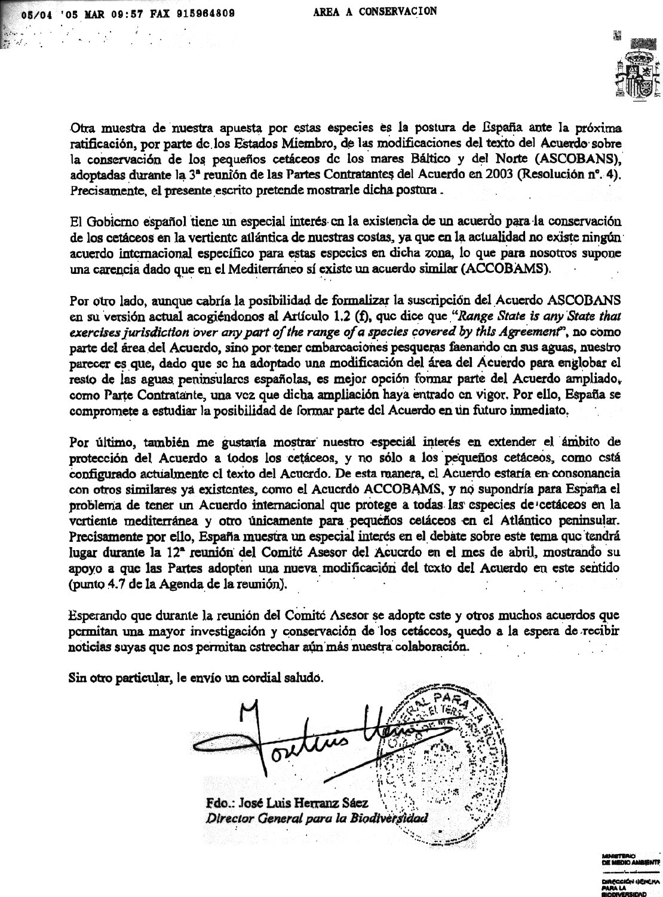Otra muestra de nuestra apuesta por estas especies es la postura de España ante la próxima ratificación, por parte de los Estados Miembro, de las modificaciones del texto del Acuerdo sobre la conservación de los pequeños cetáceos de los mares Báltico y del Norte (ASCOBANS), adoptadas durante la 3ª reunión de las Partes Contratantes del Acuerdo en 2003 (Resolución nº. 4). Precisamente, el presente escrito pretende mostrarle dicha postura.

El Gobierno español tiene un especial interés en la existencia de un acuerdo para la conservación de los cetáceos en la vertiente atlántica de nuestras costas, ya que en la actualidad no existe ningún acuerdo internacional específico para estas especies en dicha zona, lo que para nosotros supone una carencia dado que en el Mediterráneo sí existe un acuerdo similar (ACCOBAMS).

Por otro lado, aunque cabría la posibilidad de formalizar la suscripción del Acuerdo ASCOBANS en su versión actual acogiéndonos al Artículo 1.2 (f), que dice que *"Range State is any State that exercises jurisdiction over any part of the range of a species covered by this Agreement"*, no como parte del área del Acuerdo, sino por tener embarcaciones pesqueras faenando en sus aguas, nuestro parecer es que, dado que se ha adoptado una modificación del área del Acuerdo para englobar el resto de las aguas peninsulares españolas, es mejor opción formar parte del Acuerdo ampliado, como Parte Contratante, una vez que dicha ampliación haya entrado en vigor. Por ello, España se compromete a estudiar la posibilidad de formar parte del Acuerdo en un futuro inmediato.

Por último, también me gustaría mostrar nuestro especial interés en extender el ámbito de protección del Acuerdo a todos los cetáceos, y no sólo a los pequeños cetáceos, como está configurado actualmente el texto del Acuerdo. De esta manera, el Acuerdo estaría en consonancia con otros similares ya existentes, como el Acuerdo ACCOBAMS, y no supondría para España el problema de tener un Acuerdo internacional que protege a todas las especies de cetáceos en la vertiente mediterránea y otro únicamente para pequeños cetáceos en el Atlántico peninsular. Precisamente por ello, España muestra un especial interés en el debate sobre este tema que tendrá lugar durante la 12ª reunión del Comité Asesor del Acuerdo en el mes de abril, mostrando su apoyo a que las Partes adopten una nueva modificación del texto del Acuerdo en este sentido (punto 4.7 de la Agenda de la reunión).

Esperando que durante la reunión del Comité Asesor se adopte este y otros muchos acuerdos que permitan una mayor investigación y conservación de los cetáceos, quedo a la espera de recibir noticias suyas que nos permitan estrechar aún más nuestra colaboración.

Sin otro particular, le envío un cordial saludo.

Fdo.: José Luis Herranz Sáez
*Director General para la Biodiversidad*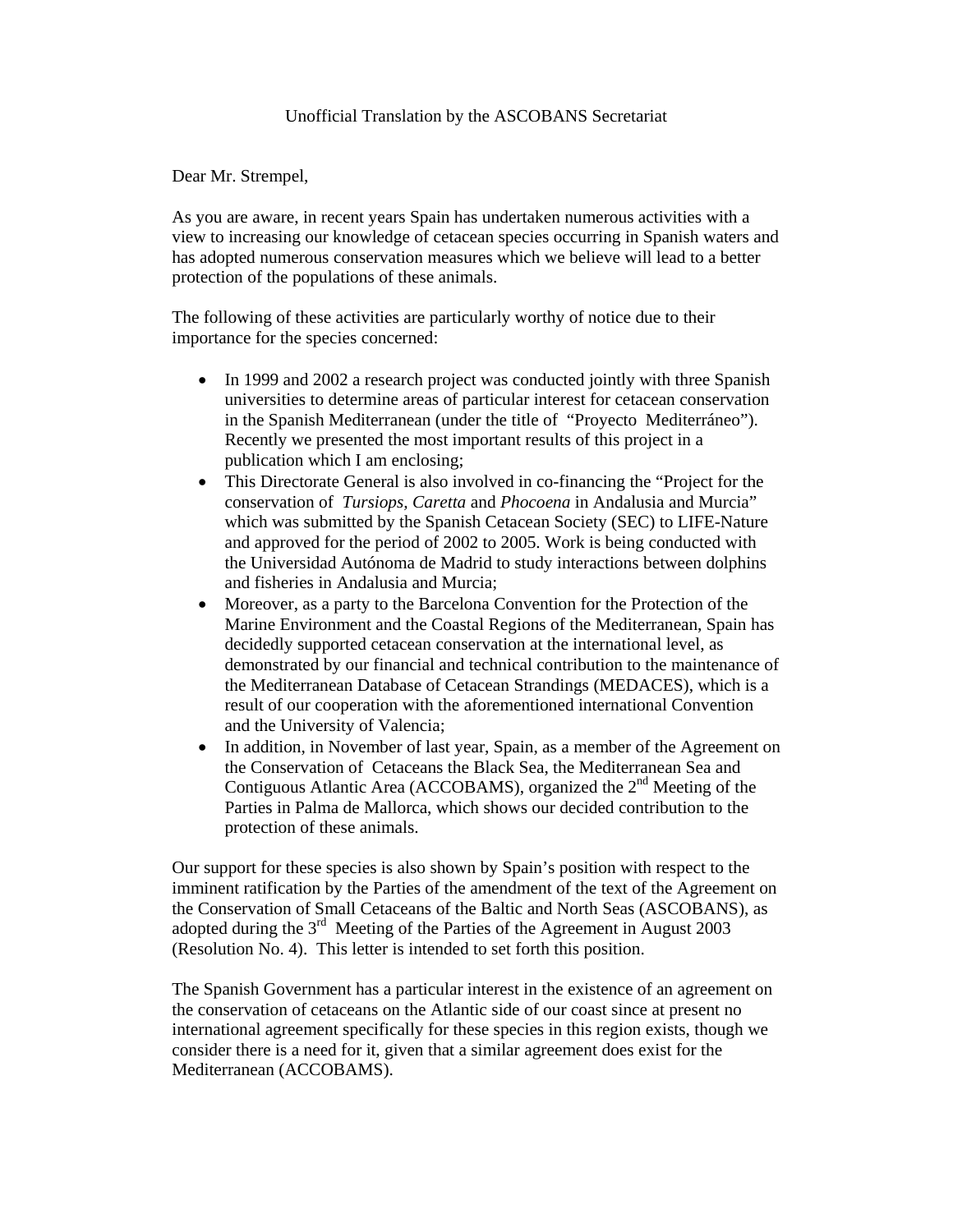Unofficial Translation by the ASCOBANS Secretariat

Dear Mr. Strempel,

As you are aware, in recent years Spain has undertaken numerous activities with a view to increasing our knowledge of cetacean species occurring in Spanish waters and has adopted numerous conservation measures which we believe will lead to a better protection of the populations of these animals.

The following of these activities are particularly worthy of notice due to their importance for the species concerned:

- In 1999 and 2002 a research project was conducted jointly with three Spanish universities to determine areas of particular interest for cetacean conservation in the Spanish Mediterranean (under the title of "Proyecto Mediterráneo"). Recently we presented the most important results of this project in a publication which I am enclosing;
- This Directorate General is also involved in co-financing the "Project for the conservation of *Tursiops*, *Caretta* and *Phocoena* in Andalusia and Murcia" which was submitted by the Spanish Cetacean Society (SEC) to LIFE-Nature and approved for the period of 2002 to 2005. Work is being conducted with the Universidad Autónoma de Madrid to study interactions between dolphins and fisheries in Andalusia and Murcia;
- Moreover, as a party to the Barcelona Convention for the Protection of the Marine Environment and the Coastal Regions of the Mediterranean, Spain has decidedly supported cetacean conservation at the international level, as demonstrated by our financial and technical contribution to the maintenance of the Mediterranean Database of Cetacean Strandings (MEDACES), which is a result of our cooperation with the aforementioned international Convention and the University of Valencia;
- In addition, in November of last year, Spain, as a member of the Agreement on the Conservation of Cetaceans the Black Sea, the Mediterranean Sea and Contiguous Atlantic Area (ACCOBAMS), organized the 2nd Meeting of the Parties in Palma de Mallorca, which shows our decided contribution to the protection of these animals.

Our support for these species is also shown by Spain's position with respect to the imminent ratification by the Parties of the amendment of the text of the Agreement on the Conservation of Small Cetaceans of the Baltic and North Seas (ASCOBANS), as adopted during the 3rd Meeting of the Parties of the Agreement in August 2003 (Resolution No. 4). This letter is intended to set forth this position.

The Spanish Government has a particular interest in the existence of an agreement on the conservation of cetaceans on the Atlantic side of our coast since at present no international agreement specifically for these species in this region exists, though we consider there is a need for it, given that a similar agreement does exist for the Mediterranean (ACCOBAMS).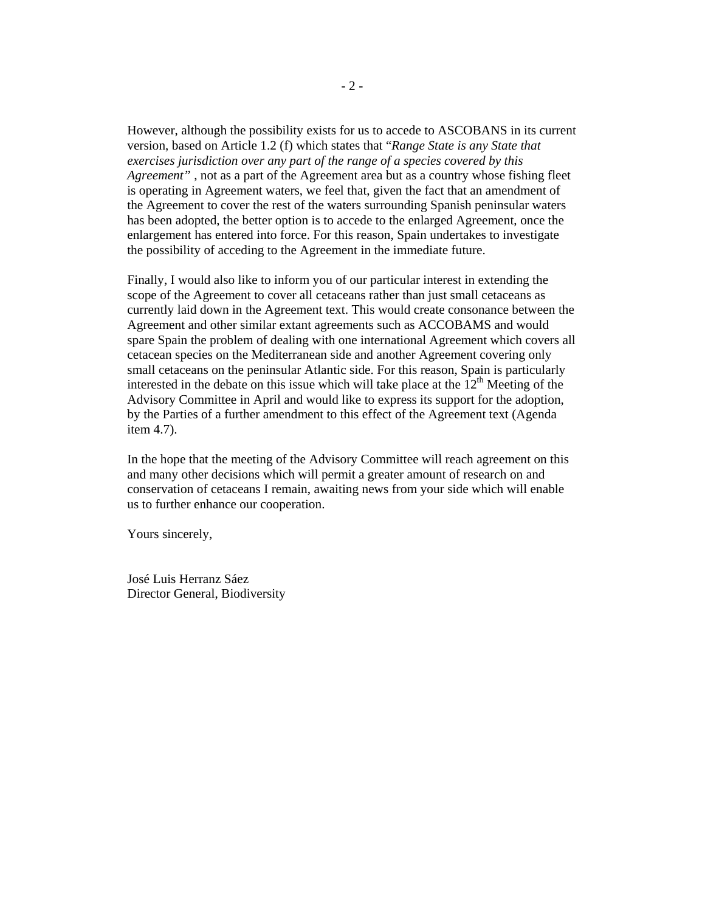However, although the possibility exists for us to accede to ASCOBANS in its current version, based on Article 1.2 (f) which states that "*Range State is any State that exercises jurisdiction over any part of the range of a species covered by this Agreement*" , not as a part of the Agreement area but as a country whose fishing fleet is operating in Agreement waters, we feel that, given the fact that an amendment of the Agreement to cover the rest of the waters surrounding Spanish peninsular waters has been adopted, the better option is to accede to the enlarged Agreement, once the enlargement has entered into force. For this reason, Spain undertakes to investigate the possibility of acceding to the Agreement in the immediate future.

Finally, I would also like to inform you of our particular interest in extending the scope of the Agreement to cover all cetaceans rather than just small cetaceans as currently laid down in the Agreement text. This would create consonance between the Agreement and other similar extant agreements such as ACCOBAMS and would spare Spain the problem of dealing with one international Agreement which covers all cetacean species on the Mediterranean side and another Agreement covering only small cetaceans on the peninsular Atlantic side. For this reason, Spain is particularly interested in the debate on this issue which will take place at the 12th Meeting of the Advisory Committee in April and would like to express its support for the adoption, by the Parties of a further amendment to this effect of the Agreement text (Agenda item 4.7).

In the hope that the meeting of the Advisory Committee will reach agreement on this and many other decisions which will permit a greater amount of research on and conservation of cetaceans I remain, awaiting news from your side which will enable us to further enhance our cooperation.

Yours sincerely,

José Luis Herranz Sáez
Director General, Biodiversity